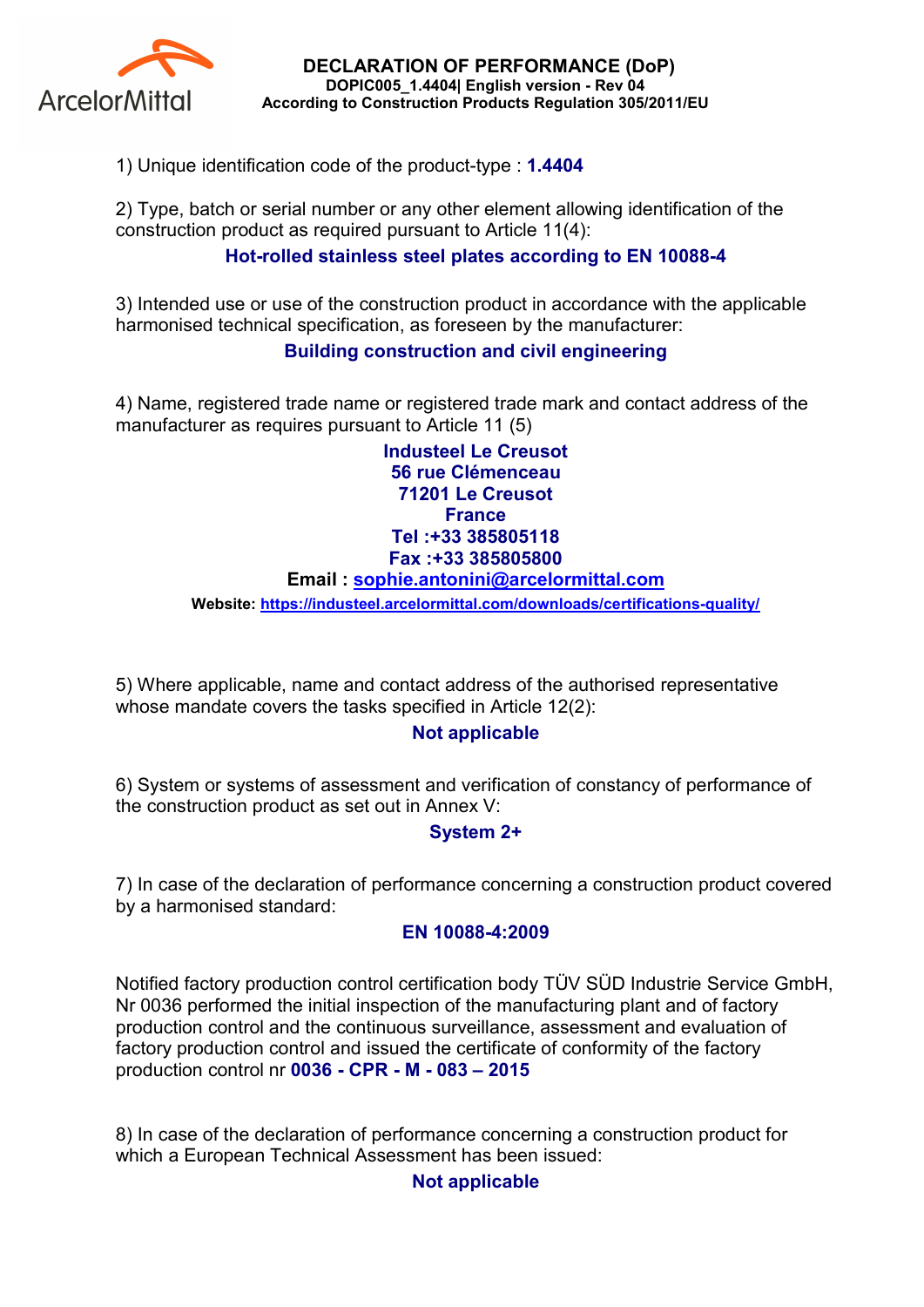ArcelorMittal

# DECLARATION OF PERFORMANCE (DoP)

**DOPIC005_1.4404| English version - Rev 04**
**According to Construction Products Regulation 305/2011/EU**

1) Unique identification code of the product-type : **1.4404**

2) Type, batch or serial number or any other element allowing identification of the construction product as required pursuant to Article 11(4):

**Hot-rolled stainless steel plates according to EN 10088-4**

3) Intended use or use of the construction product in accordance with the applicable harmonised technical specification, as foreseen by the manufacturer:

**Building construction and civil engineering**

4) Name, registered trade name or registered trade mark and contact address of the manufacturer as requires pursuant to Article 11 (5)

**Industeel Le Creusot**
**56 rue Clémenceau**
**71201 Le Creusot**
**France**
**Tel :+33 385805118**
**Fax :+33 385805800**
**Email : sophie.antonini@arcelormittal.com**
**Website: https://industeel.arcelormittal.com/downloads/certifications-quality/**

5) Where applicable, name and contact address of the authorised representative whose mandate covers the tasks specified in Article 12(2):

**Not applicable**

6) System or systems of assessment and verification of constancy of performance of the construction product as set out in Annex V:

**System 2+**

7) In case of the declaration of performance concerning a construction product covered by a harmonised standard:

**EN 10088-4:2009**

Notified factory production control certification body TÜV SÜD Industrie Service GmbH, Nr 0036 performed the initial inspection of the manufacturing plant and of factory production control and the continuous surveillance, assessment and evaluation of factory production control and issued the certificate of conformity of the factory production control nr **0036 - CPR - M - 083 – 2015**

8) In case of the declaration of performance concerning a construction product for which a European Technical Assessment has been issued:

**Not applicable**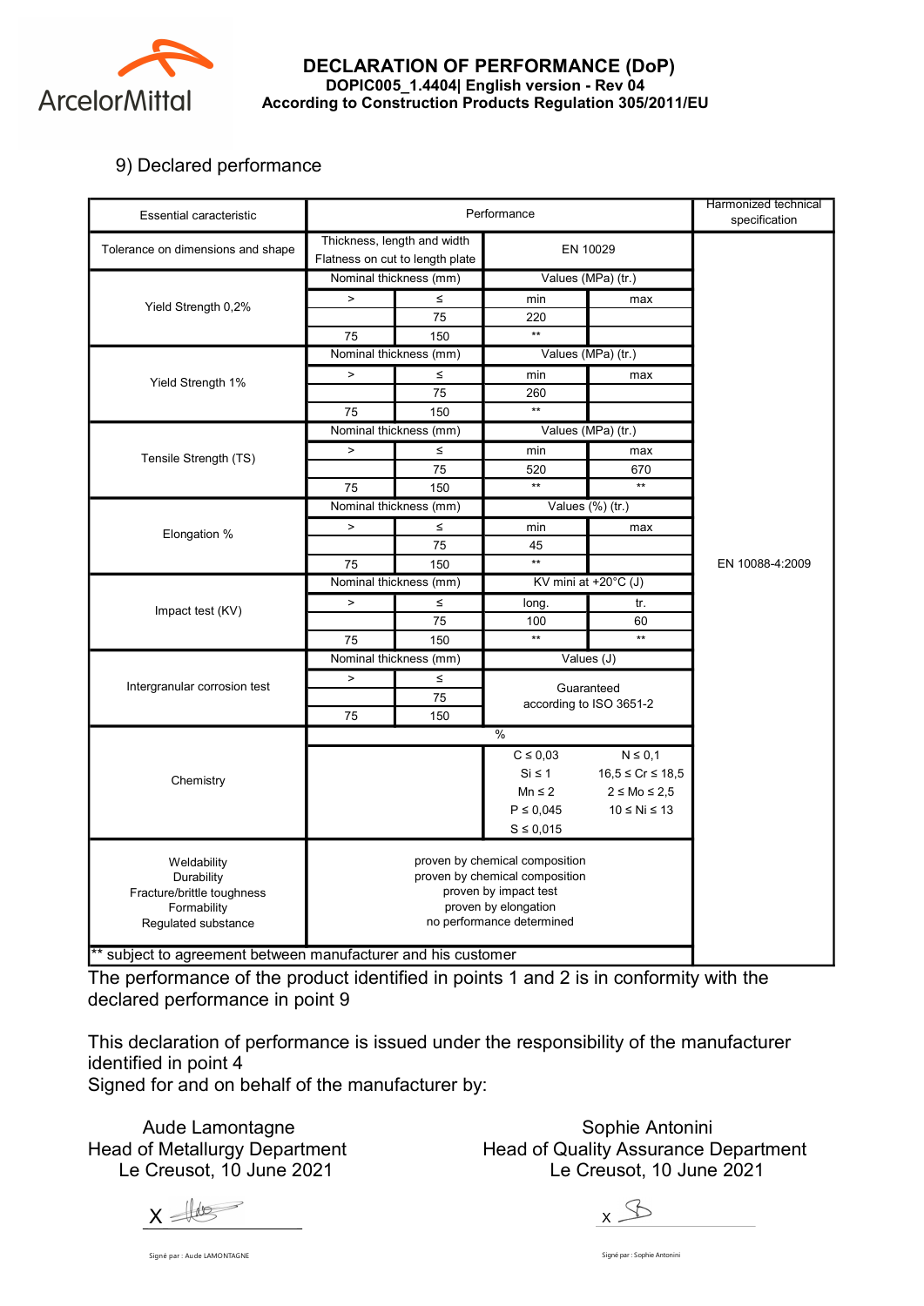ArcelorMittal

# DECLARATION OF PERFORMANCE (DoP)

**DOPIC005_1.4404| English version - Rev 04**

**According to Construction Products Regulation 305/2011/EU**

## 9) Declared performance

| Essential caracteristic | Performance | | | | Harmonized technical specification |
|---|---|---|---|---|---|
| Tolerance on dimensions and shape | Thickness, length and width / Flatness on cut to length plate | | EN 10029 | | EN 10088-4:2009 |
| Yield Strength 0,2% | Nominal thickness (mm) | | Values (MPa) (tr.) | | |
| | > | ≤ | min | max | |
| | | 75 | 220 | | |
| | 75 | 150 | ** | | |
| Yield Strength 1% | Nominal thickness (mm) | | Values (MPa) (tr.) | | |
| | > | ≤ | min | max | |
| | | 75 | 260 | | |
| | 75 | 150 | ** | | |
| Tensile Strength (TS) | Nominal thickness (mm) | | Values (MPa) (tr.) | | |
| | > | ≤ | min | max | |
| | | 75 | 520 | 670 | |
| | 75 | 150 | ** | ** | |
| Elongation % | Nominal thickness (mm) | | Values (%) (tr.) | | |
| | > | ≤ | min | max | |
| | | 75 | 45 | | |
| | 75 | 150 | ** | | |
| Impact test (KV) | Nominal thickness (mm) | | KV mini at +20°C (J) | | |
| | > | ≤ | long. | tr. | |
| | | 75 | 100 | 60 | |
| | 75 | 150 | ** | ** | |
| Intergranular corrosion test | Nominal thickness (mm) | | Values (J) | | |
| | > | ≤ | Guaranteed according to ISO 3651-2 | | |
| | | 75 | | | |
| | 75 | 150 | | | |
| Chemistry | % | | | | |
| | | | C ≤ 0,03<br>Si ≤ 1<br>Mn ≤ 2<br>P ≤ 0,045<br>S ≤ 0,015 | N ≤ 0,1<br>16,5 ≤ Cr ≤ 18,5<br>2 ≤ Mo ≤ 2,5<br>10 ≤ Ni ≤ 13 | |
| Weldability<br>Durability<br>Fracture/brittle toughness<br>Formability<br>Regulated substance | proven by chemical composition<br>proven by chemical composition<br>proven by impact test<br>proven by elongation<br>no performance determined | | | | |

** subject to agreement between manufacturer and his customer

The performance of the product identified in points 1 and 2 is in conformity with the declared performance in point 9

This declaration of performance is issued under the responsibility of the manufacturer identified in point 4

Signed for and on behalf of the manufacturer by:

Aude Lamontagne
Head of Metallurgy Department
Le Creusot, 10 June 2021

X

Signé par : Aude LAMONTAGNE

Sophie Antonini
Head of Quality Assurance Department
Le Creusot, 10 June 2021

X

Signé par : Sophie Antonini